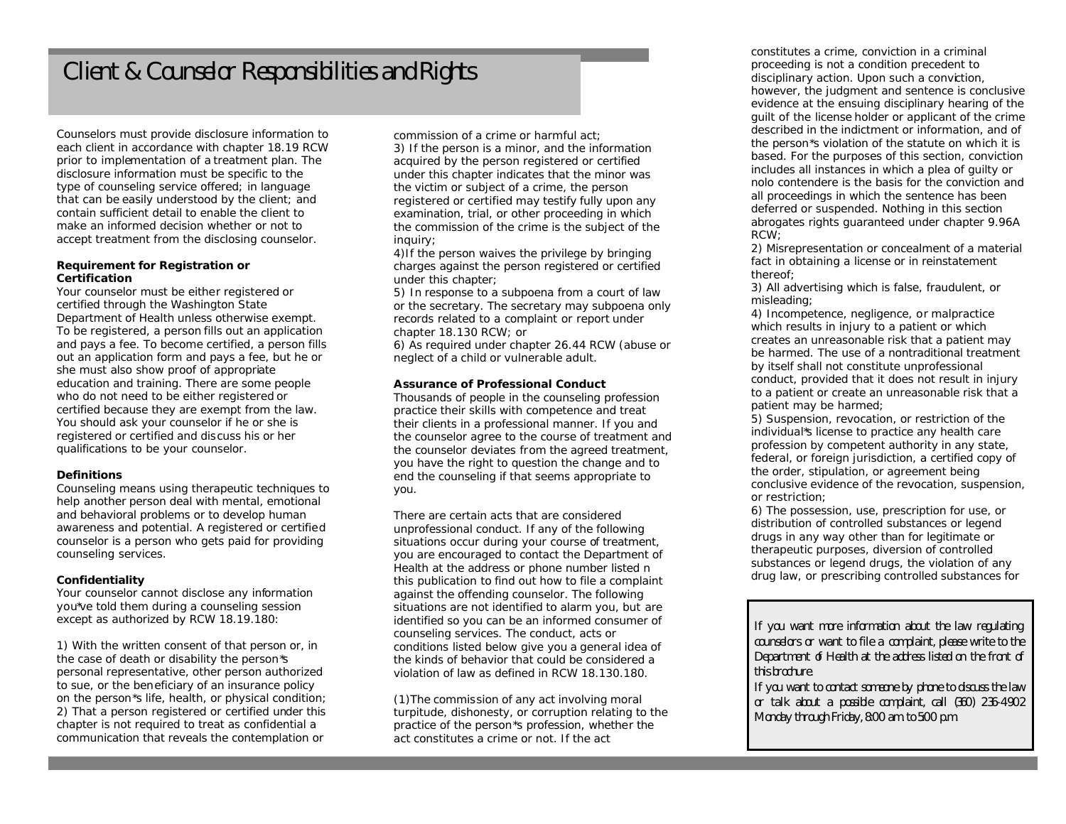# Client & Counselor Responsibilities and Rights

Counselors must provide disclosure information to each client in accordance with chapter 18.19 RCW prior to implementation of a treatment plan. The disclosure information must be specific to the type of counseling service offered; in language that can be easily understood by the client; and contain sufficient detail to enable the client to make an informed decision whether or not to accept treatment from the disclosing counselor.

**Requirement for Registration or Certification**

Your counselor must be either registered or certified through the Washington State Department of Health unless otherwise exempt. To be registered, a person fills out an application and pays a fee. To become certified, a person fills out an application form and pays a fee, but he or she must also show proof of appropriate education and training. There are some people who do not need to be either registered or certified because they are exempt from the law. You should ask your counselor if he or she is registered or certified and discuss his or her qualifications to be your counselor.

**Definitions**

Counseling means using therapeutic techniques to help another person deal with mental, emotional and behavioral problems or to develop human awareness and potential. A registered or certified counselor is a person who gets paid for providing counseling services.

**Confidentiality**

Your counselor cannot disclose any information you*ve told them during a counseling session except as authorized by RCW 18.19.180:

1) With the written consent of that person or, in the case of death or disability the person*s personal representative, other person authorized to sue, or the beneficiary of an insurance policy on the person*s life, health, or physical condition;
2) That a person registered or certified under this chapter is not required to treat as confidential a communication that reveals the contemplation or commission of a crime or harmful act;
3) If the person is a minor, and the information acquired by the person registered or certified under this chapter indicates that the minor was the victim or subject of a crime, the person registered or certified may testify fully upon any examination, trial, or other proceeding in which the commission of the crime is the subject of the inquiry;
4)If the person waives the privilege by bringing charges against the person registered or certified under this chapter;
5) In response to a subpoena from a court of law or the secretary. The secretary may subpoena only records related to a complaint or report under chapter 18.130 RCW; or
6) As required under chapter 26.44 RCW (abuse or neglect of a child or vulnerable adult.

**Assurance of Professional Conduct**

Thousands of people in the counseling profession practice their skills with competence and treat their clients in a professional manner. If you and the counselor agree to the course of treatment and the counselor deviates from the agreed treatment, you have the right to question the change and to end the counseling if that seems appropriate to you.

There are certain acts that are considered unprofessional conduct. If any of the following situations occur during your course of treatment, you are encouraged to contact the Department of Health at the address or phone number listed n this publication to find out how to file a complaint against the offending counselor. The following situations are not identified to alarm you, but are identified so you can be an informed consumer of counseling services. The conduct, acts or conditions listed below give you a general idea of the kinds of behavior that could be considered a violation of law as defined in RCW 18.130.180.

(1)The commission of any act involving moral turpitude, dishonesty, or corruption relating to the practice of the person*s profession, whether the act constitutes a crime or not. If the act constitutes a crime, conviction in a criminal proceeding is not a condition precedent to disciplinary action. Upon such a conviction, however, the judgment and sentence is conclusive evidence at the ensuing disciplinary hearing of the guilt of the license holder or applicant of the crime described in the indictment or information, and of the person*s violation of the statute on which it is based. For the purposes of this section, conviction includes all instances in which a plea of guilty or nolo contendere is the basis for the conviction and all proceedings in which the sentence has been deferred or suspended. Nothing in this section abrogates rights guaranteed under chapter 9.96A RCW;
2) Misrepresentation or concealment of a material fact in obtaining a license or in reinstatement thereof;
3) All advertising which is false, fraudulent, or misleading;
4) Incompetence, negligence, or malpractice which results in injury to a patient or which creates an unreasonable risk that a patient may be harmed. The use of a nontraditional treatment by itself shall not constitute unprofessional conduct, provided that it does not result in injury to a patient or create an unreasonable risk that a patient may be harmed;
5) Suspension, revocation, or restriction of the individual*s license to practice any health care profession by competent authority in any state, federal, or foreign jurisdiction, a certified copy of the order, stipulation, or agreement being conclusive evidence of the revocation, suspension, or restriction;
6) The possession, use, prescription for use, or distribution of controlled substances or legend drugs in any way other than for legitimate or therapeutic purposes, diversion of controlled substances or legend drugs, the violation of any drug law, or prescribing controlled substances for

*If you want more information about the law regulating counselors or want to file a complaint, please write to the Department of Health at the address listed on the front of this brochure.*

*If you want to contact someone by phone to discuss the law or talk about a possible complaint, call (360) 236-4902 Monday through Friday, 8:00 am to 5:00 p.m.*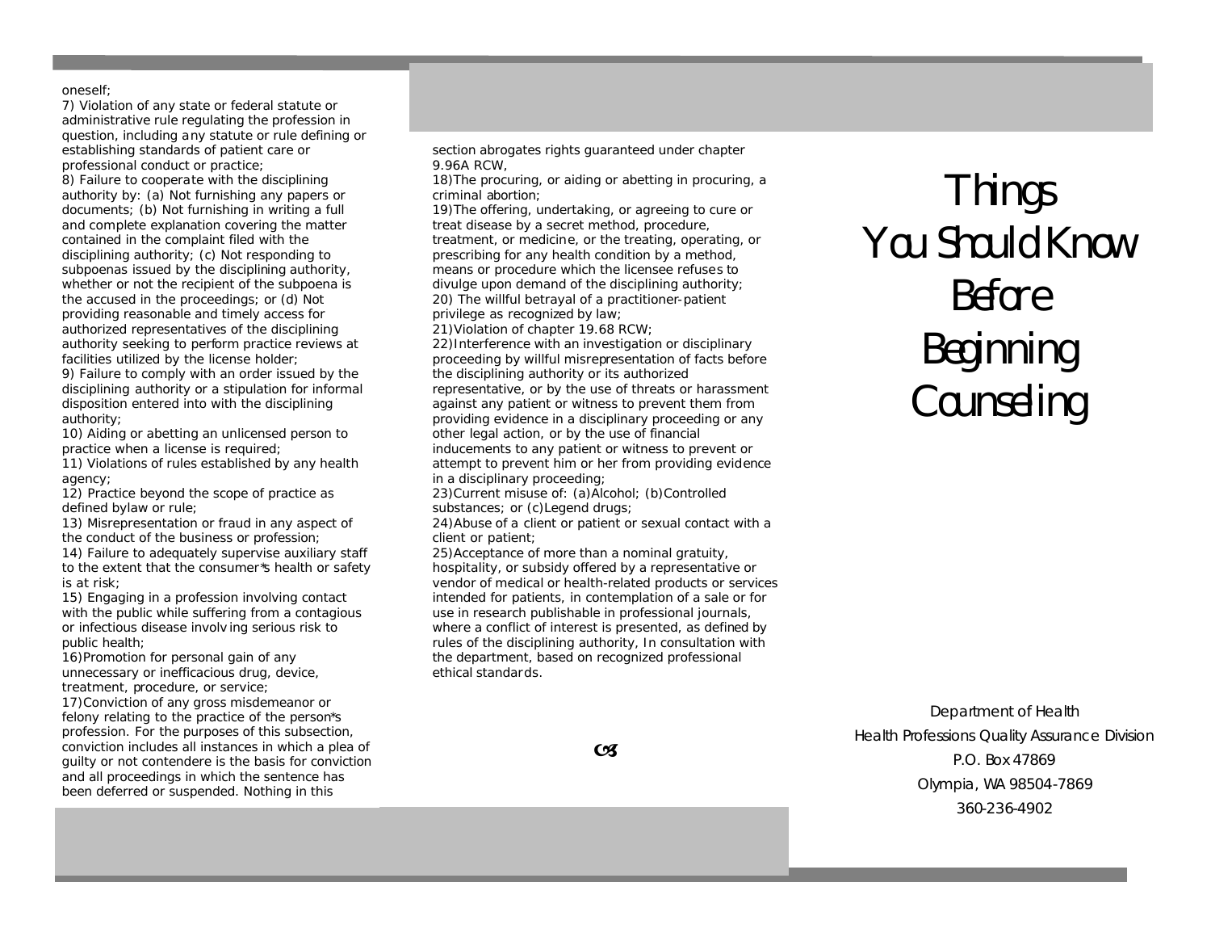oneself;

7) Violation of any state or federal statute or administrative rule regulating the profession in question, including any statute or rule defining or establishing standards of patient care or professional conduct or practice;

8) Failure to cooperate with the disciplining authority by: (a) Not furnishing any papers or documents; (b) Not furnishing in writing a full and complete explanation covering the matter contained in the complaint filed with the disciplining authority; (c) Not responding to subpoenas issued by the disciplining authority, whether or not the recipient of the subpoena is the accused in the proceedings; or (d) Not providing reasonable and timely access for authorized representatives of the disciplining authority seeking to perform practice reviews at facilities utilized by the license holder;

9) Failure to comply with an order issued by the disciplining authority or a stipulation for informal disposition entered into with the disciplining authority;

10) Aiding or abetting an unlicensed person to practice when a license is required;

11) Violations of rules established by any health agency;

12) Practice beyond the scope of practice as defined bylaw or rule;

13) Misrepresentation or fraud in any aspect of the conduct of the business or profession;

14) Failure to adequately supervise auxiliary staff to the extent that the consumer*s health or safety is at risk;

15) Engaging in a profession involving contact with the public while suffering from a contagious or infectious disease involv ing serious risk to public health;

16)Promotion for personal gain of any unnecessary or inefficacious drug, device, treatment, procedure, or service;

17)Conviction of any gross misdemeanor or felony relating to the practice of the person*s profession. For the purposes of this subsection, conviction includes all instances in which a plea of guilty or not contendere is the basis for conviction and all proceedings in which the sentence has been deferred or suspended. Nothing in this section abrogates rights guaranteed under chapter 9.96A RCW,

18)The procuring, or aiding or abetting in procuring, a criminal abortion;

19)The offering, undertaking, or agreeing to cure or treat disease by a secret method, procedure, treatment, or medicine, or the treating, operating, or prescribing for any health condition by a method, means or procedure which the licensee refuses to divulge upon demand of the disciplining authority;

20) The willful betrayal of a practitioner-patient privilege as recognized by law;

21)Violation of chapter 19.68 RCW;

22)Interference with an investigation or disciplinary proceeding by willful misrepresentation of facts before the disciplining authority or its authorized representative, or by the use of threats or harassment against any patient or witness to prevent them from providing evidence in a disciplinary proceeding or any other legal action, or by the use of financial inducements to any patient or witness to prevent or attempt to prevent him or her from providing evidence in a disciplinary proceeding;

23)Current misuse of: (a)Alcohol; (b)Controlled substances; or (c)Legend drugs;

24)Abuse of a client or patient or sexual contact with a client or patient;

25)Acceptance of more than a nominal gratuity, hospitality, or subsidy offered by a representative or vendor of medical or health-related products or services intended for patients, in contemplation of a sale or for use in research publishable in professional journals, where a conflict of interest is presented, as defined by rules of the disciplining authority, In consultation with the department, based on recognized professional ethical standards.

# Things You Should Know Before Beginning Counseling

Department of Health

Health Professions Quality Assurance Division

P.O. Box 47869

Olympia, WA 98504-7869

360-236-4902